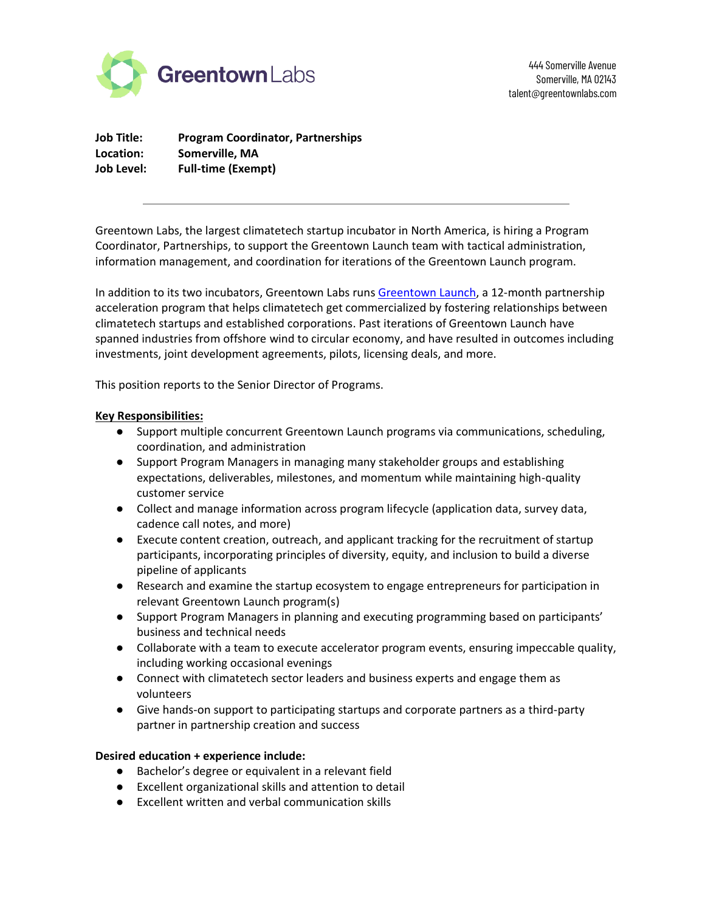Greentown Labs

444 Somerville Avenue
Somerville, MA 02143
talent@greentownlabs.com

**Job Title:** **Program Coordinator, Partnerships**
**Location:** **Somerville, MA**
**Job Level:** **Full-time (Exempt)**

---

Greentown Labs, the largest climatetech startup incubator in North America, is hiring a Program Coordinator, Partnerships, to support the Greentown Launch team with tactical administration, information management, and coordination for iterations of the Greentown Launch program.

In addition to its two incubators, Greentown Labs runs Greentown Launch, a 12-month partnership acceleration program that helps climatetech get commercialized by fostering relationships between climatetech startups and established corporations. Past iterations of Greentown Launch have spanned industries from offshore wind to circular economy, and have resulted in outcomes including investments, joint development agreements, pilots, licensing deals, and more.

This position reports to the Senior Director of Programs.

**Key Responsibilities:**

- Support multiple concurrent Greentown Launch programs via communications, scheduling, coordination, and administration
- Support Program Managers in managing many stakeholder groups and establishing expectations, deliverables, milestones, and momentum while maintaining high-quality customer service
- Collect and manage information across program lifecycle (application data, survey data, cadence call notes, and more)
- Execute content creation, outreach, and applicant tracking for the recruitment of startup participants, incorporating principles of diversity, equity, and inclusion to build a diverse pipeline of applicants
- Research and examine the startup ecosystem to engage entrepreneurs for participation in relevant Greentown Launch program(s)
- Support Program Managers in planning and executing programming based on participants' business and technical needs
- Collaborate with a team to execute accelerator program events, ensuring impeccable quality, including working occasional evenings
- Connect with climatetech sector leaders and business experts and engage them as volunteers
- Give hands-on support to participating startups and corporate partners as a third-party partner in partnership creation and success

**Desired education + experience include:**

- Bachelor's degree or equivalent in a relevant field
- Excellent organizational skills and attention to detail
- Excellent written and verbal communication skills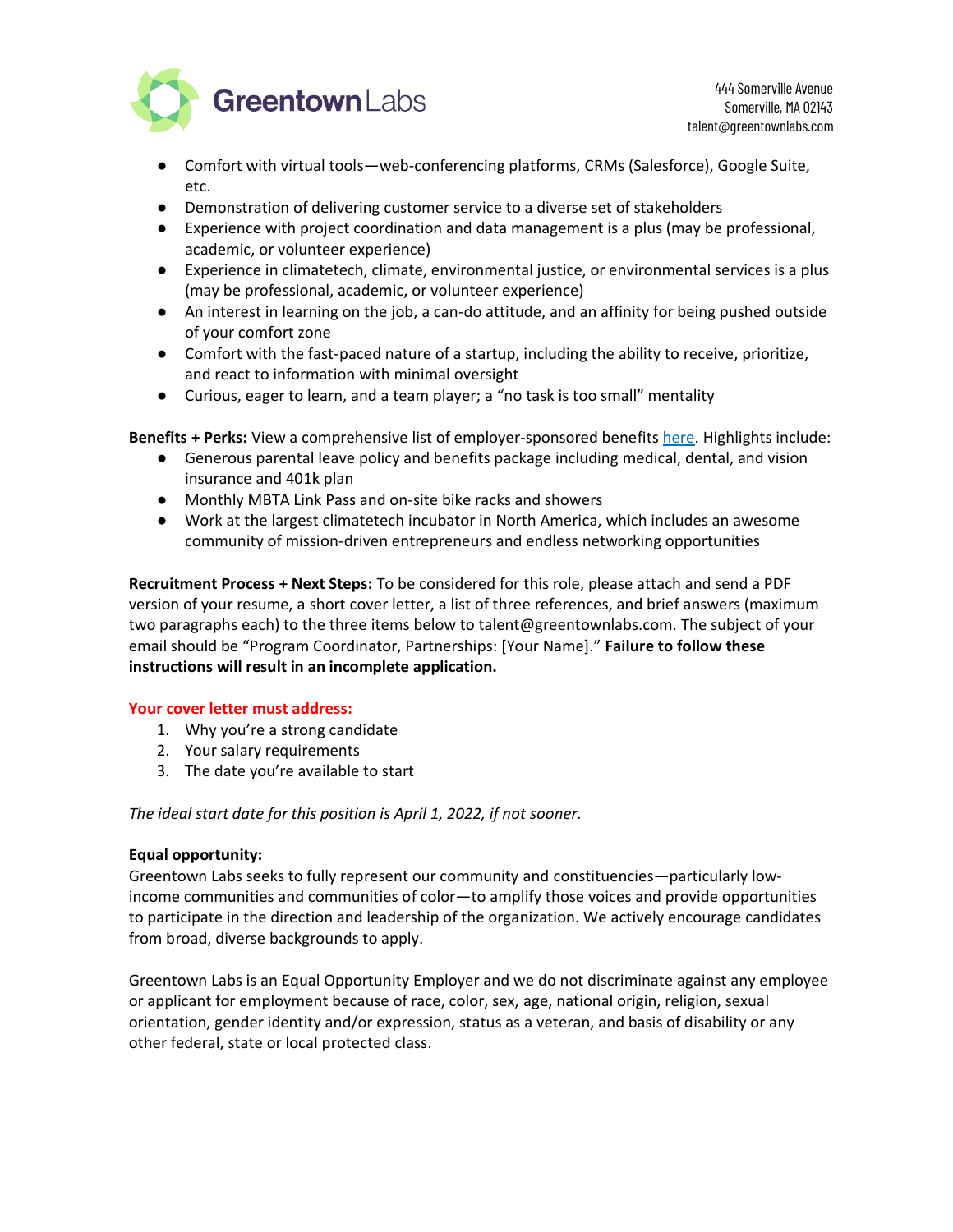- Comfort with virtual tools—web-conferencing platforms, CRMs (Salesforce), Google Suite, etc.
- Demonstration of delivering customer service to a diverse set of stakeholders
- Experience with project coordination and data management is a plus (may be professional, academic, or volunteer experience)
- Experience in climatetech, climate, environmental justice, or environmental services is a plus (may be professional, academic, or volunteer experience)
- An interest in learning on the job, a can-do attitude, and an affinity for being pushed outside of your comfort zone
- Comfort with the fast-paced nature of a startup, including the ability to receive, prioritize, and react to information with minimal oversight
- Curious, eager to learn, and a team player; a "no task is too small" mentality

**Benefits + Perks:** View a comprehensive list of employer-sponsored benefits here. Highlights include:

- Generous parental leave policy and benefits package including medical, dental, and vision insurance and 401k plan
- Monthly MBTA Link Pass and on-site bike racks and showers
- Work at the largest climatetech incubator in North America, which includes an awesome community of mission-driven entrepreneurs and endless networking opportunities

**Recruitment Process + Next Steps:** To be considered for this role, please attach and send a PDF version of your resume, a short cover letter, a list of three references, and brief answers (maximum two paragraphs each) to the three items below to talent@greentownlabs.com. The subject of your email should be "Program Coordinator, Partnerships: [Your Name]." **Failure to follow these instructions will result in an incomplete application.**

**Your cover letter must address:**

1. Why you're a strong candidate
2. Your salary requirements
3. The date you're available to start

*The ideal start date for this position is April 1, 2022, if not sooner.*

**Equal opportunity:**

Greentown Labs seeks to fully represent our community and constituencies—particularly low-income communities and communities of color—to amplify those voices and provide opportunities to participate in the direction and leadership of the organization. We actively encourage candidates from broad, diverse backgrounds to apply.

Greentown Labs is an Equal Opportunity Employer and we do not discriminate against any employee or applicant for employment because of race, color, sex, age, national origin, religion, sexual orientation, gender identity and/or expression, status as a veteran, and basis of disability or any other federal, state or local protected class.